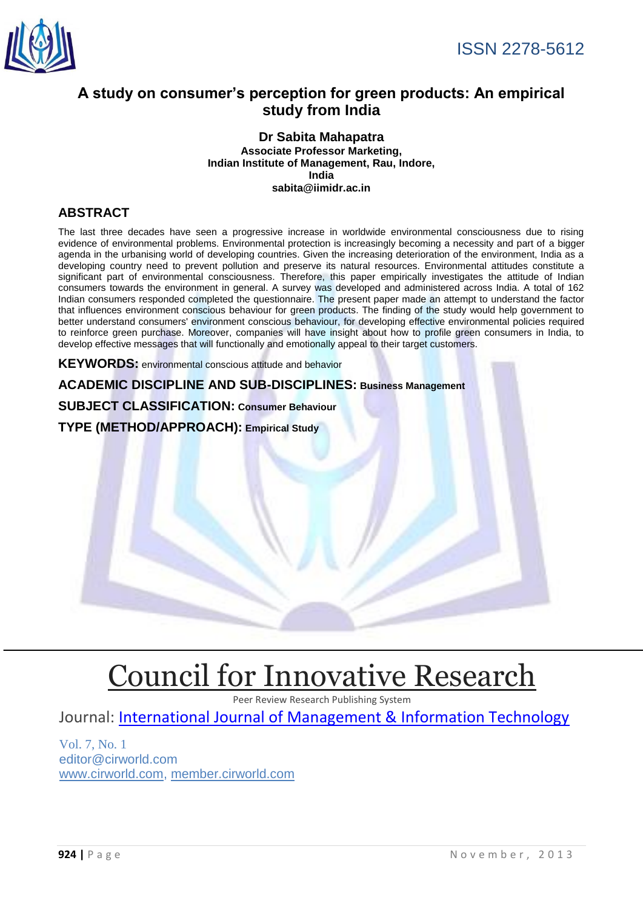ISSN 2278-5612

# A study on consumer's perception for green products: An empirical study from India

**Dr Sabita Mahapatra**
**Associate Professor Marketing,**
**Indian Institute of Management, Rau, Indore,**
**India**
**sabita@iimidr.ac.in**

## ABSTRACT

The last three decades have seen a progressive increase in worldwide environmental consciousness due to rising evidence of environmental problems. Environmental protection is increasingly becoming a necessity and part of a bigger agenda in the urbanising world of developing countries. Given the increasing deterioration of the environment, India as a developing country need to prevent pollution and preserve its natural resources. Environmental attitudes constitute a significant part of environmental consciousness. Therefore, this paper empirically investigates the attitude of Indian consumers towards the environment in general. A survey was developed and administered across India. A total of 162 Indian consumers responded completed the questionnaire. The present paper made an attempt to understand the factor that influences environment conscious behaviour for green products. The finding of the study would help government to better understand consumers' environment conscious behaviour, for developing effective environmental policies required to reinforce green purchase. Moreover, companies will have insight about how to profile green consumers in India, to develop effective messages that will functionally and emotionally appeal to their target customers.

**KEYWORDS:** environmental conscious attitude and behavior

**ACADEMIC DISCIPLINE AND SUB-DISCIPLINES:** **Business Management**

**SUBJECT CLASSIFICATION:** **Consumer Behaviour**

**TYPE (METHOD/APPROACH):** **Empirical Study**

---

# Council for Innovative Research

Peer Review Research Publishing System

Journal: International Journal of Management & Information Technology

Vol. 7, No. 1
editor@cirworld.com
www.cirworld.com, member.cirworld.com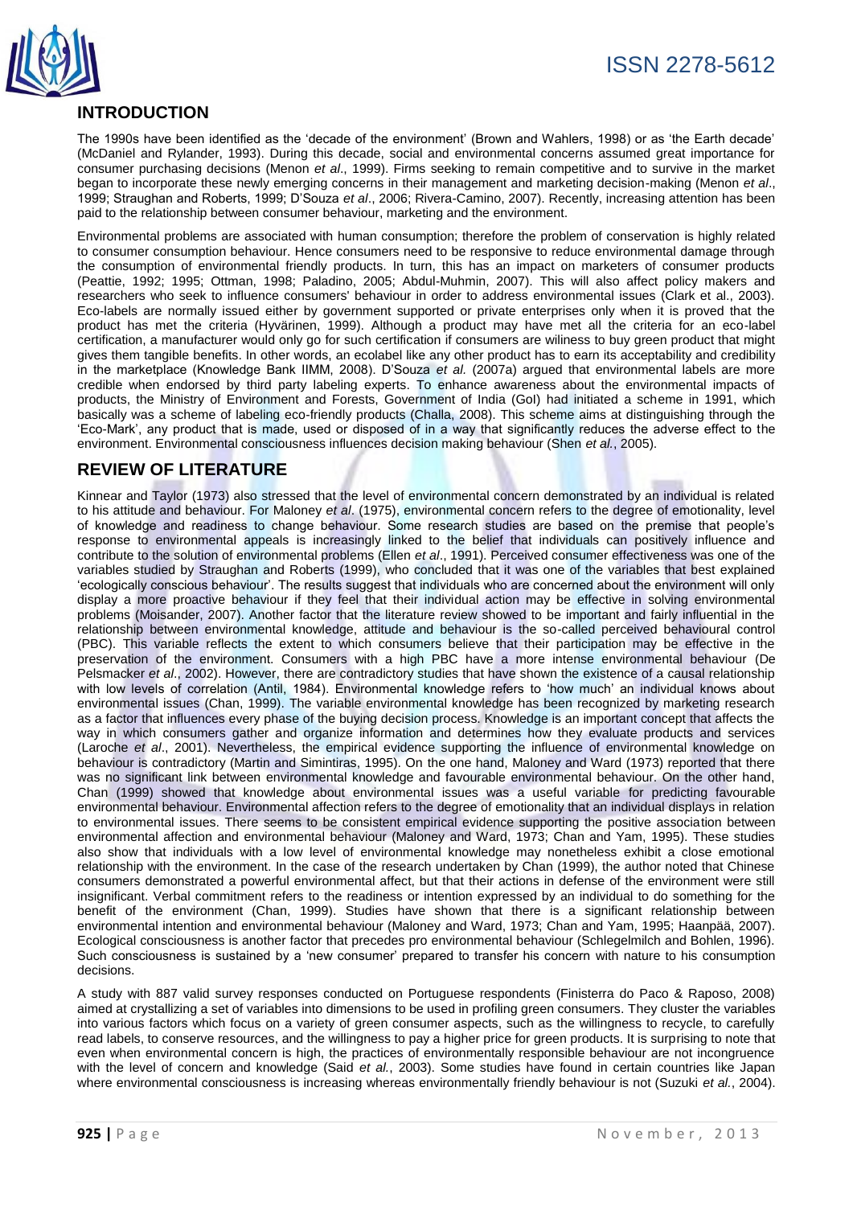## INTRODUCTION

The 1990s have been identified as the 'decade of the environment' (Brown and Wahlers, 1998) or as 'the Earth decade' (McDaniel and Rylander, 1993). During this decade, social and environmental concerns assumed great importance for consumer purchasing decisions (Menon *et al*., 1999). Firms seeking to remain competitive and to survive in the market began to incorporate these newly emerging concerns in their management and marketing decision-making (Menon *et al*., 1999; Straughan and Roberts, 1999; D'Souza *et al*., 2006; Rivera-Camino, 2007). Recently, increasing attention has been paid to the relationship between consumer behaviour, marketing and the environment.

Environmental problems are associated with human consumption; therefore the problem of conservation is highly related to consumer consumption behaviour. Hence consumers need to be responsive to reduce environmental damage through the consumption of environmental friendly products. In turn, this has an impact on marketers of consumer products (Peattie, 1992; 1995; Ottman, 1998; Paladino, 2005; Abdul-Muhmin, 2007). This will also affect policy makers and researchers who seek to influence consumers' behaviour in order to address environmental issues (Clark et al., 2003). Eco-labels are normally issued either by government supported or private enterprises only when it is proved that the product has met the criteria (Hyvärinen, 1999). Although a product may have met all the criteria for an eco-label certification, a manufacturer would only go for such certification if consumers are wiliness to buy green product that might gives them tangible benefits. In other words, an ecolabel like any other product has to earn its acceptability and credibility in the marketplace (Knowledge Bank IIMM, 2008). D'Souza *et al.* (2007a) argued that environmental labels are more credible when endorsed by third party labeling experts. To enhance awareness about the environmental impacts of products, the Ministry of Environment and Forests, Government of India (GoI) had initiated a scheme in 1991, which basically was a scheme of labeling eco-friendly products (Challa, 2008). This scheme aims at distinguishing through the 'Eco-Mark', any product that is made, used or disposed of in a way that significantly reduces the adverse effect to the environment. Environmental consciousness influences decision making behaviour (Shen *et al.*, 2005).

## REVIEW OF LITERATURE

Kinnear and Taylor (1973) also stressed that the level of environmental concern demonstrated by an individual is related to his attitude and behaviour. For Maloney *et al*. (1975), environmental concern refers to the degree of emotionality, level of knowledge and readiness to change behaviour. Some research studies are based on the premise that people's response to environmental appeals is increasingly linked to the belief that individuals can positively influence and contribute to the solution of environmental problems (Ellen *et al*., 1991). Perceived consumer effectiveness was one of the variables studied by Straughan and Roberts (1999), who concluded that it was one of the variables that best explained 'ecologically conscious behaviour'. The results suggest that individuals who are concerned about the environment will only display a more proactive behaviour if they feel that their individual action may be effective in solving environmental problems (Moisander, 2007). Another factor that the literature review showed to be important and fairly influential in the relationship between environmental knowledge, attitude and behaviour is the so-called perceived behavioural control (PBC). This variable reflects the extent to which consumers believe that their participation may be effective in the preservation of the environment. Consumers with a high PBC have a more intense environmental behaviour (De Pelsmacker *et al*., 2002). However, there are contradictory studies that have shown the existence of a causal relationship with low levels of correlation (Antil, 1984). Environmental knowledge refers to 'how much' an individual knows about environmental issues (Chan, 1999). The variable environmental knowledge has been recognized by marketing research as a factor that influences every phase of the buying decision process. Knowledge is an important concept that affects the way in which consumers gather and organize information and determines how they evaluate products and services (Laroche *et al*., 2001). Nevertheless, the empirical evidence supporting the influence of environmental knowledge on behaviour is contradictory (Martin and Simintiras, 1995). On the one hand, Maloney and Ward (1973) reported that there was no significant link between environmental knowledge and favourable environmental behaviour. On the other hand, Chan (1999) showed that knowledge about environmental issues was a useful variable for predicting favourable environmental behaviour. Environmental affection refers to the degree of emotionality that an individual displays in relation to environmental issues. There seems to be consistent empirical evidence supporting the positive association between environmental affection and environmental behaviour (Maloney and Ward, 1973; Chan and Yam, 1995). These studies also show that individuals with a low level of environmental knowledge may nonetheless exhibit a close emotional relationship with the environment. In the case of the research undertaken by Chan (1999), the author noted that Chinese consumers demonstrated a powerful environmental affect, but that their actions in defense of the environment were still insignificant. Verbal commitment refers to the readiness or intention expressed by an individual to do something for the benefit of the environment (Chan, 1999). Studies have shown that there is a significant relationship between environmental intention and environmental behaviour (Maloney and Ward, 1973; Chan and Yam, 1995; Haanpää, 2007). Ecological consciousness is another factor that precedes pro environmental behaviour (Schlegelmilch and Bohlen, 1996). Such consciousness is sustained by a 'new consumer' prepared to transfer his concern with nature to his consumption decisions.

A study with 887 valid survey responses conducted on Portuguese respondents (Finisterra do Paco & Raposo, 2008) aimed at crystallizing a set of variables into dimensions to be used in profiling green consumers. They cluster the variables into various factors which focus on a variety of green consumer aspects, such as the willingness to recycle, to carefully read labels, to conserve resources, and the willingness to pay a higher price for green products. It is surprising to note that even when environmental concern is high, the practices of environmentally responsible behaviour are not incongruence with the level of concern and knowledge (Said *et al.*, 2003). Some studies have found in certain countries like Japan where environmental consciousness is increasing whereas environmentally friendly behaviour is not (Suzuki *et al.*, 2004).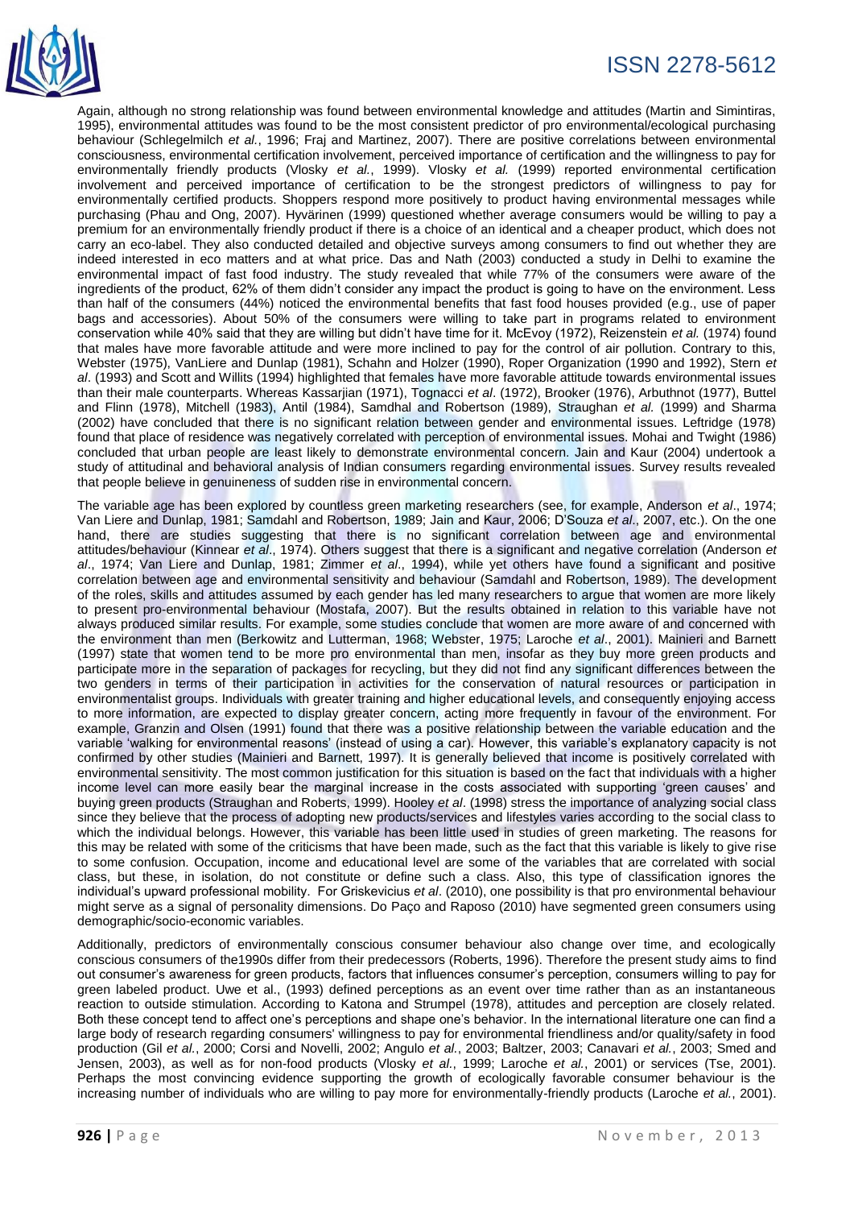Again, although no strong relationship was found between environmental knowledge and attitudes (Martin and Simintiras, 1995), environmental attitudes was found to be the most consistent predictor of pro environmental/ecological purchasing behaviour (Schlegelmilch *et al.*, 1996; Fraj and Martinez, 2007). There are positive correlations between environmental consciousness, environmental certification involvement, perceived importance of certification and the willingness to pay for environmentally friendly products (Vlosky *et al.*, 1999). Vlosky *et al.* (1999) reported environmental certification involvement and perceived importance of certification to be the strongest predictors of willingness to pay for environmentally certified products. Shoppers respond more positively to product having environmental messages while purchasing (Phau and Ong, 2007). Hyvärinen (1999) questioned whether average consumers would be willing to pay a premium for an environmentally friendly product if there is a choice of an identical and a cheaper product, which does not carry an eco-label. They also conducted detailed and objective surveys among consumers to find out whether they are indeed interested in eco matters and at what price. Das and Nath (2003) conducted a study in Delhi to examine the environmental impact of fast food industry. The study revealed that while 77% of the consumers were aware of the ingredients of the product, 62% of them didn't consider any impact the product is going to have on the environment. Less than half of the consumers (44%) noticed the environmental benefits that fast food houses provided (e.g., use of paper bags and accessories). About 50% of the consumers were willing to take part in programs related to environment conservation while 40% said that they are willing but didn't have time for it. McEvoy (1972), Reizenstein *et al.* (1974) found that males have more favorable attitude and were more inclined to pay for the control of air pollution. Contrary to this, Webster (1975), VanLiere and Dunlap (1981), Schahn and Holzer (1990), Roper Organization (1990 and 1992), Stern *et al*. (1993) and Scott and Willits (1994) highlighted that females have more favorable attitude towards environmental issues than their male counterparts. Whereas Kassarjian (1971), Tognacci *et al*. (1972), Brooker (1976), Arbuthnot (1977), Buttel and Flinn (1978), Mitchell (1983), Antil (1984), Samdhal and Robertson (1989), Straughan *et al.* (1999) and Sharma (2002) have concluded that there is no significant relation between gender and environmental issues. Leftridge (1978) found that place of residence was negatively correlated with perception of environmental issues. Mohai and Twight (1986) concluded that urban people are least likely to demonstrate environmental concern. Jain and Kaur (2004) undertook a study of attitudinal and behavioral analysis of Indian consumers regarding environmental issues. Survey results revealed that people believe in genuineness of sudden rise in environmental concern.

The variable age has been explored by countless green marketing researchers (see, for example, Anderson *et al*., 1974; Van Liere and Dunlap, 1981; Samdahl and Robertson, 1989; Jain and Kaur, 2006; D'Souza *et al*., 2007, etc.). On the one hand, there are studies suggesting that there is no significant correlation between age and environmental attitudes/behaviour (Kinnear *et al*., 1974). Others suggest that there is a significant and negative correlation (Anderson *et al*., 1974; Van Liere and Dunlap, 1981; Zimmer *et al*., 1994), while yet others have found a significant and positive correlation between age and environmental sensitivity and behaviour (Samdahl and Robertson, 1989). The development of the roles, skills and attitudes assumed by each gender has led many researchers to argue that women are more likely to present pro-environmental behaviour (Mostafa, 2007). But the results obtained in relation to this variable have not always produced similar results. For example, some studies conclude that women are more aware of and concerned with the environment than men (Berkowitz and Lutterman, 1968; Webster, 1975; Laroche *et al*., 2001). Mainieri and Barnett (1997) state that women tend to be more pro environmental than men, insofar as they buy more green products and participate more in the separation of packages for recycling, but they did not find any significant differences between the two genders in terms of their participation in activities for the conservation of natural resources or participation in environmentalist groups. Individuals with greater training and higher educational levels, and consequently enjoying access to more information, are expected to display greater concern, acting more frequently in favour of the environment. For example, Granzin and Olsen (1991) found that there was a positive relationship between the variable education and the variable 'walking for environmental reasons' (instead of using a car). However, this variable's explanatory capacity is not confirmed by other studies (Mainieri and Barnett, 1997). It is generally believed that income is positively correlated with environmental sensitivity. The most common justification for this situation is based on the fact that individuals with a higher income level can more easily bear the marginal increase in the costs associated with supporting 'green causes' and buying green products (Straughan and Roberts, 1999). Hooley *et al*. (1998) stress the importance of analyzing social class since they believe that the process of adopting new products/services and lifestyles varies according to the social class to which the individual belongs. However, this variable has been little used in studies of green marketing. The reasons for this may be related with some of the criticisms that have been made, such as the fact that this variable is likely to give rise to some confusion. Occupation, income and educational level are some of the variables that are correlated with social class, but these, in isolation, do not constitute or define such a class. Also, this type of classification ignores the individual's upward professional mobility. For Griskevicius *et al*. (2010), one possibility is that pro environmental behaviour might serve as a signal of personality dimensions. Do Paço and Raposo (2010) have segmented green consumers using demographic/socio-economic variables.

Additionally, predictors of environmentally conscious consumer behaviour also change over time, and ecologically conscious consumers of the1990s differ from their predecessors (Roberts, 1996). Therefore the present study aims to find out consumer's awareness for green products, factors that influences consumer's perception, consumers willing to pay for green labeled product. Uwe et al., (1993) defined perceptions as an event over time rather than as an instantaneous reaction to outside stimulation. According to Katona and Strumpel (1978), attitudes and perception are closely related. Both these concept tend to affect one's perceptions and shape one's behavior. In the international literature one can find a large body of research regarding consumers' willingness to pay for environmental friendliness and/or quality/safety in food production (Gil *et al.*, 2000; Corsi and Novelli, 2002; Angulo *et al.*, 2003; Baltzer, 2003; Canavari *et al.*, 2003; Smed and Jensen, 2003), as well as for non-food products (Vlosky *et al.*, 1999; Laroche *et al.*, 2001) or services (Tse, 2001). Perhaps the most convincing evidence supporting the growth of ecologically favorable consumer behaviour is the increasing number of individuals who are willing to pay more for environmentally-friendly products (Laroche *et al.*, 2001).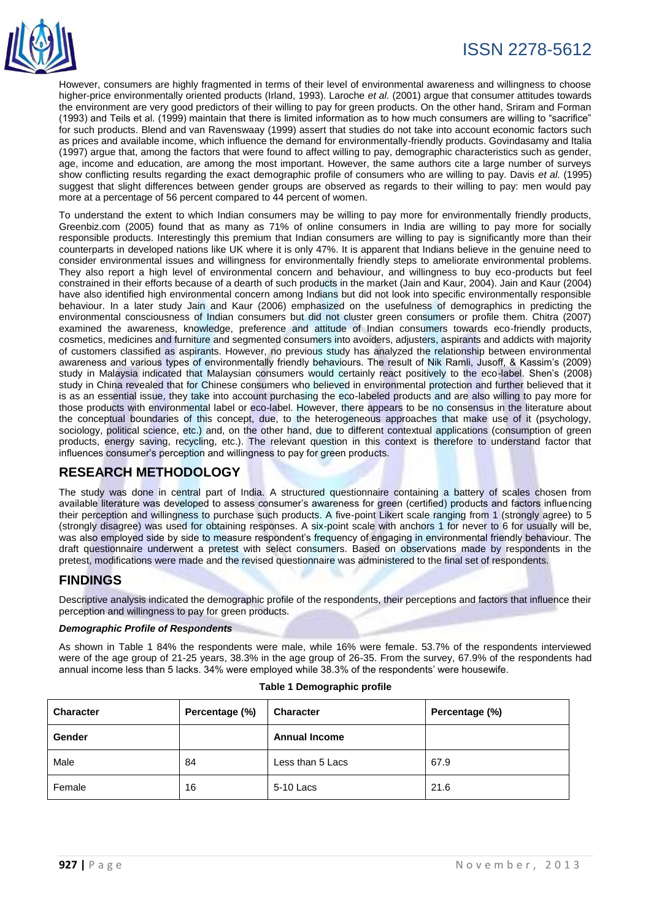However, consumers are highly fragmented in terms of their level of environmental awareness and willingness to choose higher-price environmentally oriented products (Irland, 1993). Laroche *et al.* (2001) argue that consumer attitudes towards the environment are very good predictors of their willing to pay for green products. On the other hand, Sriram and Forman (1993) and Teils et al. (1999) maintain that there is limited information as to how much consumers are willing to "sacrifice" for such products. Blend and van Ravenswaay (1999) assert that studies do not take into account economic factors such as prices and available income, which influence the demand for environmentally-friendly products. Govindasamy and Italia (1997) argue that, among the factors that were found to affect willing to pay, demographic characteristics such as gender, age, income and education, are among the most important. However, the same authors cite a large number of surveys show conflicting results regarding the exact demographic profile of consumers who are willing to pay. Davis *et al.* (1995) suggest that slight differences between gender groups are observed as regards to their willing to pay: men would pay more at a percentage of 56 percent compared to 44 percent of women.

To understand the extent to which Indian consumers may be willing to pay more for environmentally friendly products, Greenbiz.com (2005) found that as many as 71% of online consumers in India are willing to pay more for socially responsible products. Interestingly this premium that Indian consumers are willing to pay is significantly more than their counterparts in developed nations like UK where it is only 47%. It is apparent that Indians believe in the genuine need to consider environmental issues and willingness for environmentally friendly steps to ameliorate environmental problems. They also report a high level of environmental concern and behaviour, and willingness to buy eco-products but feel constrained in their efforts because of a dearth of such products in the market (Jain and Kaur, 2004). Jain and Kaur (2004) have also identified high environmental concern among Indians but did not look into specific environmentally responsible behaviour. In a later study Jain and Kaur (2006) emphasized on the usefulness of demographics in predicting the environmental consciousness of Indian consumers but did not cluster green consumers or profile them. Chitra (2007) examined the awareness, knowledge, preference and attitude of Indian consumers towards eco-friendly products, cosmetics, medicines and furniture and segmented consumers into avoiders, adjusters, aspirants and addicts with majority of customers classified as aspirants. However, no previous study has analyzed the relationship between environmental awareness and various types of environmentally friendly behaviours. The result of Nik Ramli, Jusoff, & Kassim's (2009) study in Malaysia indicated that Malaysian consumers would certainly react positively to the eco-label. Shen's (2008) study in China revealed that for Chinese consumers who believed in environmental protection and further believed that it is as an essential issue, they take into account purchasing the eco-labeled products and are also willing to pay more for those products with environmental label or eco-label. However, there appears to be no consensus in the literature about the conceptual boundaries of this concept, due, to the heterogeneous approaches that make use of it (psychology, sociology, political science, etc.) and, on the other hand, due to different contextual applications (consumption of green products, energy saving, recycling, etc.). The relevant question in this context is therefore to understand factor that influences consumer's perception and willingness to pay for green products.

## RESEARCH METHODOLOGY

The study was done in central part of India. A structured questionnaire containing a battery of scales chosen from available literature was developed to assess consumer's awareness for green (certified) products and factors influencing their perception and willingness to purchase such products. A five-point Likert scale ranging from 1 (strongly agree) to 5 (strongly disagree) was used for obtaining responses. A six-point scale with anchors 1 for never to 6 for usually will be, was also employed side by side to measure respondent's frequency of engaging in environmental friendly behaviour. The draft questionnaire underwent a pretest with select consumers. Based on observations made by respondents in the pretest, modifications were made and the revised questionnaire was administered to the final set of respondents.

## FINDINGS

Descriptive analysis indicated the demographic profile of the respondents, their perceptions and factors that influence their perception and willingness to pay for green products.

***Demographic Profile of Respondents***

As shown in Table 1 84% the respondents were male, while 16% were female. 53.7% of the respondents interviewed were of the age group of 21-25 years, 38.3% in the age group of 26-35. From the survey, 67.9% of the respondents had annual income less than 5 lacks. 34% were employed while 38.3% of the respondents' were housewife.

**Table 1 Demographic profile**

| Character | Percentage (%) | Character | Percentage (%) |
|---|---|---|---|
| **Gender** | | **Annual Income** | |
| Male | 84 | Less than 5 Lacs | 67.9 |
| Female | 16 | 5-10 Lacs | 21.6 |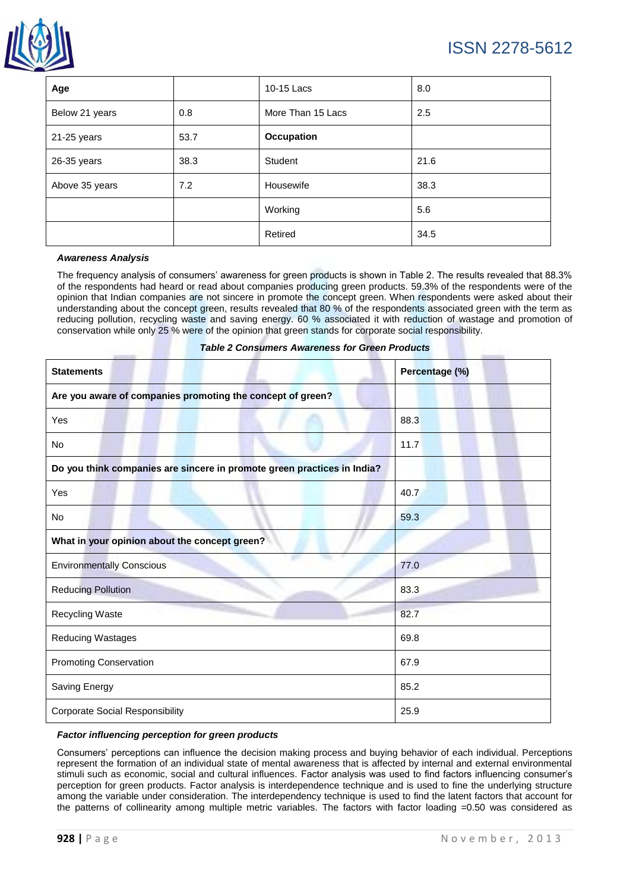| Age | | 10-15 Lacs | 8.0 |
|---|---|---|---|
| Below 21 years | 0.8 | More Than 15 Lacs | 2.5 |
| 21-25 years | 53.7 | **Occupation** | |
| 26-35 years | 38.3 | Student | 21.6 |
| Above 35 years | 7.2 | Housewife | 38.3 |
| | | Working | 5.6 |
| | | Retired | 34.5 |

***Awareness Analysis***

The frequency analysis of consumers' awareness for green products is shown in Table 2. The results revealed that 88.3% of the respondents had heard or read about companies producing green products. 59.3% of the respondents were of the opinion that Indian companies are not sincere in promote the concept green. When respondents were asked about their understanding about the concept green, results revealed that 80 % of the respondents associated green with the term as reducing pollution, recycling waste and saving energy. 60 % associated it with reduction of wastage and promotion of conservation while only 25 % were of the opinion that green stands for corporate social responsibility.

***Table 2 Consumers Awareness for Green Products***

| Statements | Percentage (%) |
|---|---|
| **Are you aware of companies promoting the concept of green?** | |
| Yes | 88.3 |
| No | 11.7 |
| **Do you think companies are sincere in promote green practices in India?** | |
| Yes | 40.7 |
| No | 59.3 |
| **What in your opinion about the concept green?** | |
| Environmentally Conscious | 77.0 |
| Reducing Pollution | 83.3 |
| Recycling Waste | 82.7 |
| Reducing Wastages | 69.8 |
| Promoting Conservation | 67.9 |
| Saving Energy | 85.2 |
| Corporate Social Responsibility | 25.9 |

***Factor influencing perception for green products***

Consumers' perceptions can influence the decision making process and buying behavior of each individual. Perceptions represent the formation of an individual state of mental awareness that is affected by internal and external environmental stimuli such as economic, social and cultural influences. Factor analysis was used to find factors influencing consumer's perception for green products. Factor analysis is interdependence technique and is used to fine the underlying structure among the variable under consideration. The interdependency technique is used to find the latent factors that account for the patterns of collinearity among multiple metric variables. The factors with factor loading =0.50 was considered as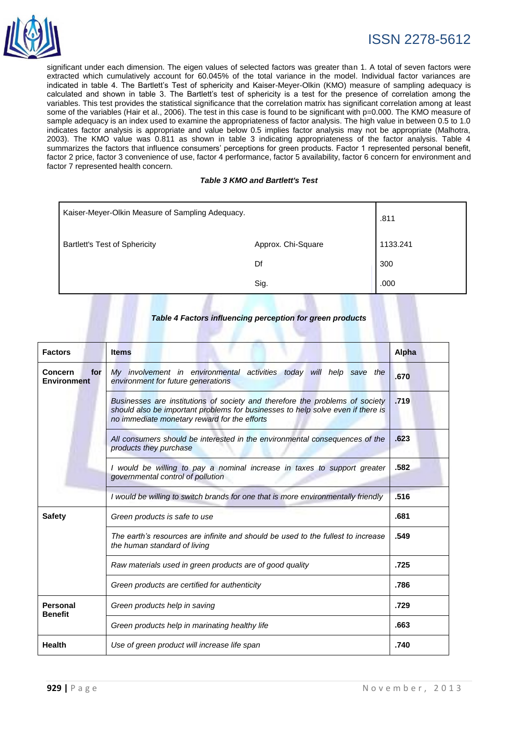significant under each dimension. The eigen values of selected factors was greater than 1. A total of seven factors were extracted which cumulatively account for 60.045% of the total variance in the model. Individual factor variances are indicated in table 4. The Bartlett's Test of sphericity and Kaiser-Meyer-Olkin (KMO) measure of sampling adequacy is calculated and shown in table 3. The Bartlett's test of sphericity is a test for the presence of correlation among the variables. This test provides the statistical significance that the correlation matrix has significant correlation among at least some of the variables (Hair et al., 2006). The test in this case is found to be significant with p=0.000. The KMO measure of sample adequacy is an index used to examine the appropriateness of factor analysis. The high value in between 0.5 to 1.0 indicates factor analysis is appropriate and value below 0.5 implies factor analysis may not be appropriate (Malhotra, 2003). The KMO value was 0.811 as shown in table 3 indicating appropriateness of the factor analysis. Table 4 summarizes the factors that influence consumers' perceptions for green products. Factor 1 represented personal benefit, factor 2 price, factor 3 convenience of use, factor 4 performance, factor 5 availability, factor 6 concern for environment and factor 7 represented health concern.

***Table 3 KMO and Bartlett's Test***

| | | |
|---|---|---|
| Kaiser-Meyer-Olkin Measure of Sampling Adequacy. | | .811 |
| Bartlett's Test of Sphericity | Approx. Chi-Square | 1133.241 |
| | Df | 300 |
| | Sig. | .000 |

***Table 4 Factors influencing perception for green products***

| Factors | Items | Alpha |
|---|---|---|
| **Concern for Environment** | *My involvement in environmental activities today will help save the environment for future generations* | **.670** |
| | *Businesses are institutions of society and therefore the problems of society should also be important problems for businesses to help solve even if there is no immediate monetary reward for the efforts* | **.719** |
| | *All consumers should be interested in the environmental consequences of the products they purchase* | **.623** |
| | *I would be willing to pay a nominal increase in taxes to support greater governmental control of pollution* | **.582** |
| | *I would be willing to switch brands for one that is more environmentally friendly* | **.516** |
| **Safety** | *Green products is safe to use* | **.681** |
| | *The earth's resources are infinite and should be used to the fullest to increase the human standard of living* | **.549** |
| | *Raw materials used in green products are of good quality* | **.725** |
| | *Green products are certified for authenticity* | **.786** |
| **Personal Benefit** | *Green products help in saving* | **.729** |
| | *Green products help in marinating healthy life* | **.663** |
| **Health** | *Use of green product will increase life span* | **.740** |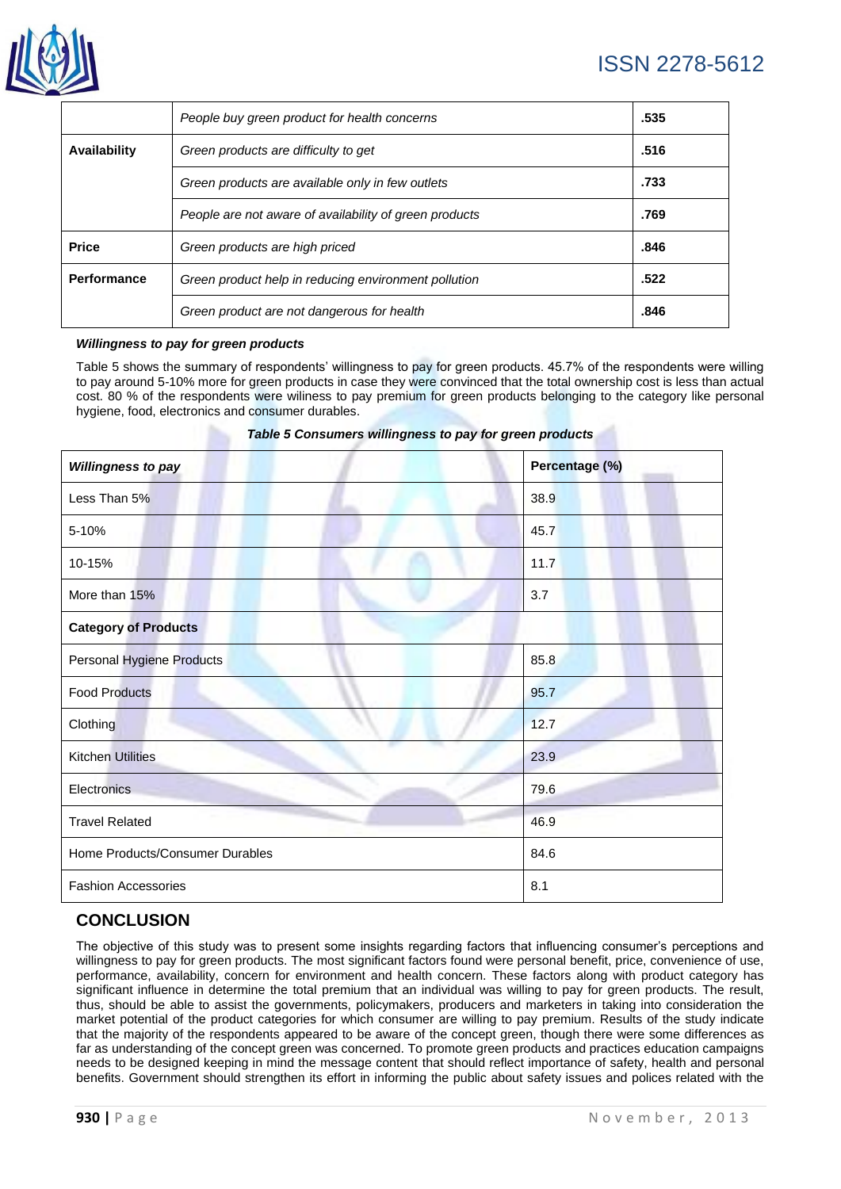|  | People buy green product for health concerns | .535 |
|---|---|---|
| Availability | Green products are difficulty to get | .516 |
|  | Green products are available only in few outlets | .733 |
|  | People are not aware of availability of green products | .769 |
| Price | Green products are high priced | .846 |
| Performance | Green product help in reducing environment pollution | .522 |
|  | Green product are not dangerous for health | .846 |

***Willingness to pay for green products***

Table 5 shows the summary of respondents' willingness to pay for green products. 45.7% of the respondents were willing to pay around 5-10% more for green products in case they were convinced that the total ownership cost is less than actual cost. 80 % of the respondents were wiliness to pay premium for green products belonging to the category like personal hygiene, food, electronics and consumer durables.

***Table 5 Consumers willingness to pay for green products***

| *Willingness to pay* | Percentage (%) |
|---|---|
| Less Than 5% | 38.9 |
| 5-10% | 45.7 |
| 10-15% | 11.7 |
| More than 15% | 3.7 |
| **Category of Products** | |
| Personal Hygiene Products | 85.8 |
| Food Products | 95.7 |
| Clothing | 12.7 |
| Kitchen Utilities | 23.9 |
| Electronics | 79.6 |
| Travel Related | 46.9 |
| Home Products/Consumer Durables | 84.6 |
| Fashion Accessories | 8.1 |

## CONCLUSION

The objective of this study was to present some insights regarding factors that influencing consumer's perceptions and willingness to pay for green products. The most significant factors found were personal benefit, price, convenience of use, performance, availability, concern for environment and health concern. These factors along with product category has significant influence in determine the total premium that an individual was willing to pay for green products. The result, thus, should be able to assist the governments, policymakers, producers and marketers in taking into consideration the market potential of the product categories for which consumer are willing to pay premium. Results of the study indicate that the majority of the respondents appeared to be aware of the concept green, though there were some differences as far as understanding of the concept green was concerned. To promote green products and practices education campaigns needs to be designed keeping in mind the message content that should reflect importance of safety, health and personal benefits. Government should strengthen its effort in informing the public about safety issues and polices related with the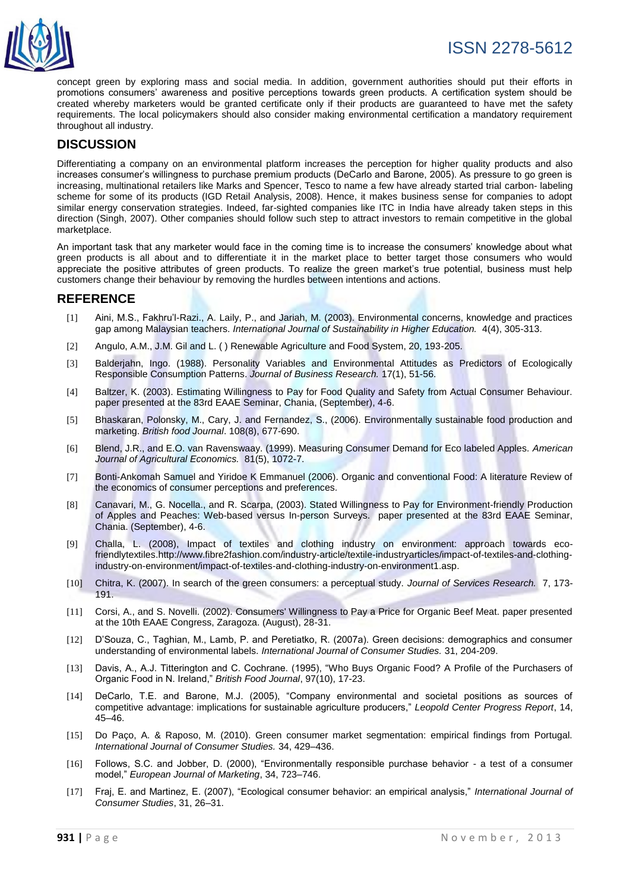concept green by exploring mass and social media. In addition, government authorities should put their efforts in promotions consumers' awareness and positive perceptions towards green products. A certification system should be created whereby marketers would be granted certificate only if their products are guaranteed to have met the safety requirements. The local policymakers should also consider making environmental certification a mandatory requirement throughout all industry.

## DISCUSSION

Differentiating a company on an environmental platform increases the perception for higher quality products and also increases consumer's willingness to purchase premium products (DeCarlo and Barone, 2005). As pressure to go green is increasing, multinational retailers like Marks and Spencer, Tesco to name a few have already started trial carbon- labeling scheme for some of its products (IGD Retail Analysis, 2008). Hence, it makes business sense for companies to adopt similar energy conservation strategies. Indeed, far-sighted companies like ITC in India have already taken steps in this direction (Singh, 2007). Other companies should follow such step to attract investors to remain competitive in the global marketplace.

An important task that any marketer would face in the coming time is to increase the consumers' knowledge about what green products is all about and to differentiate it in the market place to better target those consumers who would appreciate the positive attributes of green products. To realize the green market's true potential, business must help customers change their behaviour by removing the hurdles between intentions and actions.

## REFERENCE

[1] Aini, M.S., Fakhru'l-Razi., A. Laily, P., and Jariah, M. (2003). Environmental concerns, knowledge and practices gap among Malaysian teachers. *International Journal of Sustainability in Higher Education.* 4(4), 305-313.

[2] Angulo, A.M., J.M. Gil and L. ( ) Renewable Agriculture and Food System, 20, 193-205.

[3] Balderjahn, Ingo. (1988). Personality Variables and Environmental Attitudes as Predictors of Ecologically Responsible Consumption Patterns. *Journal of Business Research.* 17(1), 51-56.

[4] Baltzer, K. (2003). Estimating Willingness to Pay for Food Quality and Safety from Actual Consumer Behaviour. paper presented at the 83rd EAAE Seminar, Chania, (September), 4-6.

[5] Bhaskaran, Polonsky, M., Cary, J. and Fernandez, S., (2006). Environmentally sustainable food production and marketing. *British food Journal*. 108(8), 677-690.

[6] Blend, J.R., and E.O. van Ravenswaay. (1999). Measuring Consumer Demand for Eco labeled Apples. *American Journal of Agricultural Economics.* 81(5), 1072-7.

[7] Bonti-Ankomah Samuel and Yiridoe K Emmanuel (2006). Organic and conventional Food: A literature Review of the economics of consumer perceptions and preferences.

[8] Canavari, M., G. Nocella., and R. Scarpa, (2003). Stated Willingness to Pay for Environment-friendly Production of Apples and Peaches: Web-based versus In-person Surveys. paper presented at the 83rd EAAE Seminar, Chania. (September), 4-6.

[9] Challa, L. (2008), Impact of textiles and clothing industry on environment: approach towards eco-friendlytextiles.http://www.fibre2fashion.com/industry-article/textile-industryarticles/impact-of-textiles-and-clothing-industry-on-environment/impact-of-textiles-and-clothing-industry-on-environment1.asp.

[10] Chitra, K. (2007). In search of the green consumers: a perceptual study. *Journal of Services Research.* 7, 173-191.

[11] Corsi, A., and S. Novelli. (2002). Consumers' Willingness to Pay a Price for Organic Beef Meat. paper presented at the 10th EAAE Congress, Zaragoza. (August), 28-31.

[12] D'Souza, C., Taghian, M., Lamb, P. and Peretiatko, R. (2007a). Green decisions: demographics and consumer understanding of environmental labels. *International Journal of Consumer Studies.* 31, 204-209.

[13] Davis, A., A.J. Titterington and C. Cochrane. (1995), "Who Buys Organic Food? A Profile of the Purchasers of Organic Food in N. Ireland," *British Food Journal*, 97(10), 17-23.

[14] DeCarlo, T.E. and Barone, M.J. (2005), "Company environmental and societal positions as sources of competitive advantage: implications for sustainable agriculture producers," *Leopold Center Progress Report*, 14, 45–46.

[15] Do Paço, A. & Raposo, M. (2010). Green consumer market segmentation: empirical findings from Portugal. *International Journal of Consumer Studies.* 34, 429–436.

[16] Follows, S.C. and Jobber, D. (2000), "Environmentally responsible purchase behavior - a test of a consumer model," *European Journal of Marketing*, 34, 723–746.

[17] Fraj, E. and Martinez, E. (2007), "Ecological consumer behavior: an empirical analysis," *International Journal of Consumer Studies*, 31, 26–31.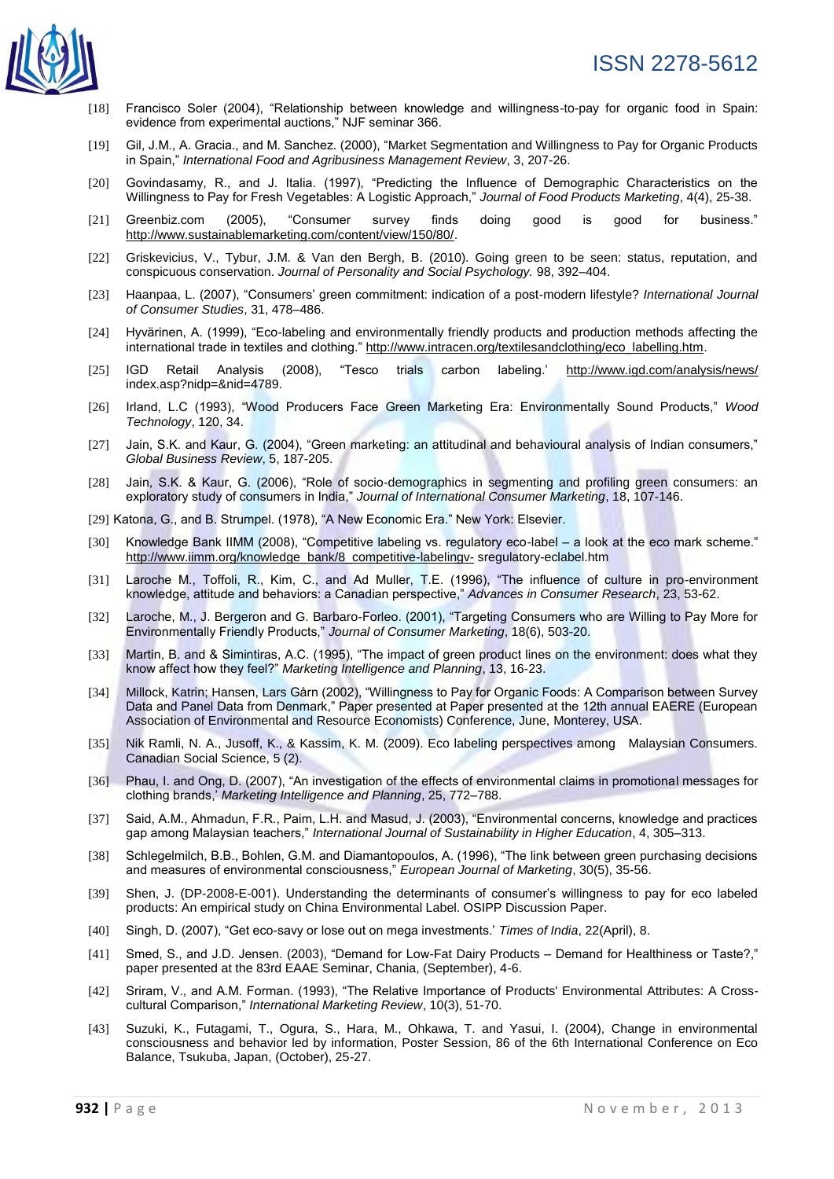[18] Francisco Soler (2004), "Relationship between knowledge and willingness-to-pay for organic food in Spain: evidence from experimental auctions," NJF seminar 366.

[19] Gil, J.M., A. Gracia., and M. Sanchez. (2000), "Market Segmentation and Willingness to Pay for Organic Products in Spain," *International Food and Agribusiness Management Review*, 3, 207-26.

[20] Govindasamy, R., and J. Italia. (1997), "Predicting the Influence of Demographic Characteristics on the Willingness to Pay for Fresh Vegetables: A Logistic Approach," *Journal of Food Products Marketing*, 4(4), 25-38.

[21] Greenbiz.com (2005), "Consumer survey finds doing good is good for business." http://www.sustainablemarketing.com/content/view/150/80/.

[22] Griskevicius, V., Tybur, J.M. & Van den Bergh, B. (2010). Going green to be seen: status, reputation, and conspicuous conservation. *Journal of Personality and Social Psychology.* 98, 392–404.

[23] Haanpaa, L. (2007), "Consumers' green commitment: indication of a post-modern lifestyle? *International Journal of Consumer Studies*, 31, 478–486.

[24] Hyvärinen, A. (1999), "Eco-labeling and environmentally friendly products and production methods affecting the international trade in textiles and clothing." http://www.intracen.org/textilesandclothing/eco_labelling.htm.

[25] IGD Retail Analysis (2008), 'Tesco trials carbon labeling.' http://www.igd.com/analysis/news/ index.asp?nidp=&nid=4789.

[26] Irland, L.C (1993), "Wood Producers Face Green Marketing Era: Environmentally Sound Products," *Wood Technology*, 120, 34.

[27] Jain, S.K. and Kaur, G. (2004), "Green marketing: an attitudinal and behavioural analysis of Indian consumers," *Global Business Review*, 5, 187-205.

[28] Jain, S.K. & Kaur, G. (2006), "Role of socio-demographics in segmenting and profiling green consumers: an exploratory study of consumers in India," *Journal of International Consumer Marketing*, 18, 107-146.

[29] Katona, G., and B. Strumpel. (1978), "A New Economic Era." New York: Elsevier.

[30] Knowledge Bank IIMM (2008), "Competitive labeling vs. regulatory eco-label – a look at the eco mark scheme." http://www.iimm.org/knowledge_bank/8_competitive-labelingv- sregulatory-eclabel.htm

[31] Laroche M., Toffoli, R., Kim, C., and Ad Muller, T.E. (1996), "The influence of culture in pro-environment knowledge, attitude and behaviors: a Canadian perspective," *Advances in Consumer Research*, 23, 53-62.

[32] Laroche, M., J. Bergeron and G. Barbaro-Forleo. (2001), "Targeting Consumers who are Willing to Pay More for Environmentally Friendly Products," *Journal of Consumer Marketing*, 18(6), 503-20.

[33] Martin, B. and & Simintiras, A.C. (1995), "The impact of green product lines on the environment: does what they know affect how they feel?" *Marketing Intelligence and Planning*, 13, 16-23.

[34] Millock, Katrin; Hansen, Lars Gårn (2002), "Willingness to Pay for Organic Foods: A Comparison between Survey Data and Panel Data from Denmark," Paper presented at Paper presented at the 12th annual EAERE (European Association of Environmental and Resource Economists) Conference, June, Monterey, USA.

[35] Nik Ramli, N. A., Jusoff, K., & Kassim, K. M. (2009). Eco labeling perspectives among Malaysian Consumers. Canadian Social Science, 5 (2).

[36] Phau, I. and Ong, D. (2007), "An investigation of the effects of environmental claims in promotional messages for clothing brands,' *Marketing Intelligence and Planning*, 25, 772–788.

[37] Said, A.M., Ahmadun, F.R., Paim, L.H. and Masud, J. (2003), "Environmental concerns, knowledge and practices gap among Malaysian teachers," *International Journal of Sustainability in Higher Education*, 4, 305–313.

[38] Schlegelmilch, B.B., Bohlen, G.M. and Diamantopoulos, A. (1996), "The link between green purchasing decisions and measures of environmental consciousness," *European Journal of Marketing*, 30(5), 35-56.

[39] Shen, J. (DP-2008-E-001). Understanding the determinants of consumer's willingness to pay for eco labeled products: An empirical study on China Environmental Label. OSIPP Discussion Paper.

[40] Singh, D. (2007), "Get eco-savy or lose out on mega investments.' *Times of India*, 22(April), 8.

[41] Smed, S., and J.D. Jensen. (2003), "Demand for Low-Fat Dairy Products – Demand for Healthiness or Taste?," paper presented at the 83rd EAAE Seminar, Chania, (September), 4-6.

[42] Sriram, V., and A.M. Forman. (1993), "The Relative Importance of Products' Environmental Attributes: A Cross-cultural Comparison," *International Marketing Review*, 10(3), 51-70.

[43] Suzuki, K., Futagami, T., Ogura, S., Hara, M., Ohkawa, T. and Yasui, I. (2004), Change in environmental consciousness and behavior led by information, Poster Session, 86 of the 6th International Conference on Eco Balance, Tsukuba, Japan, (October), 25-27.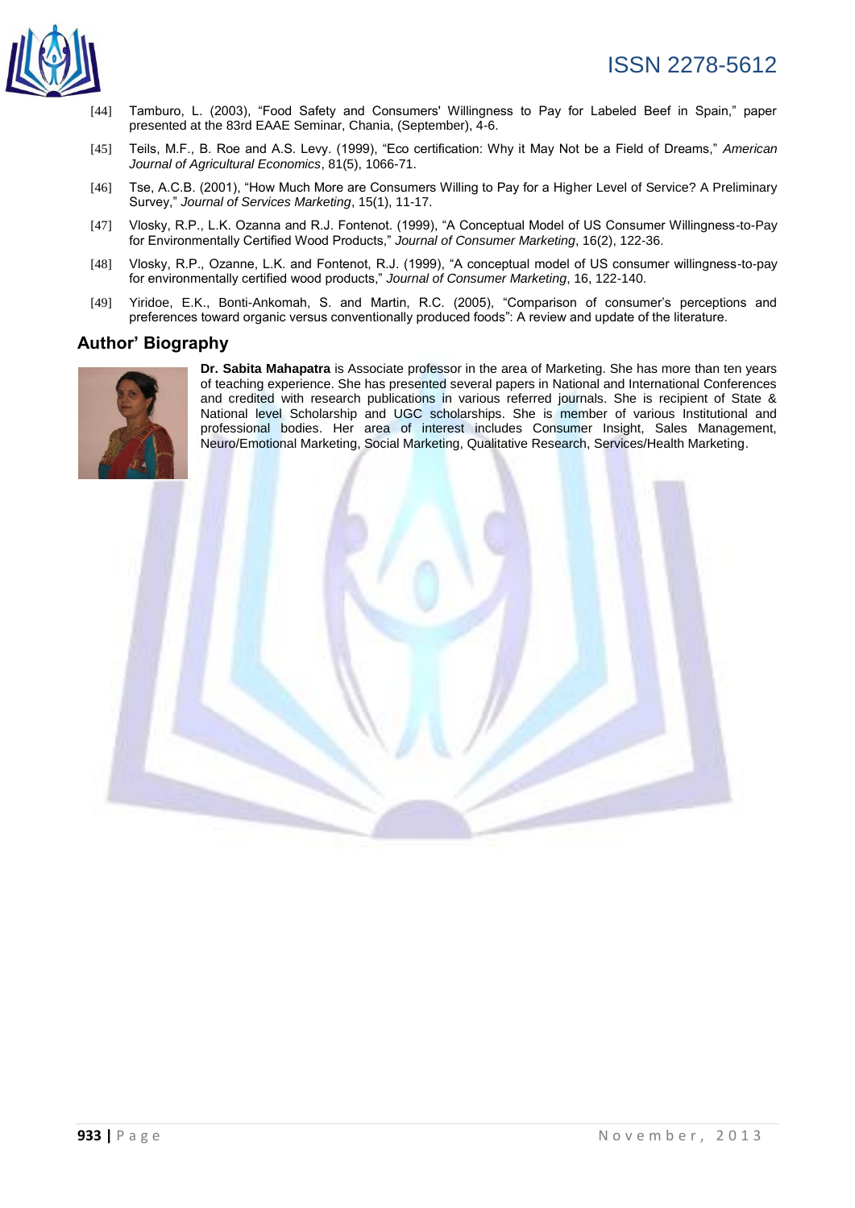[44] Tamburo, L. (2003), "Food Safety and Consumers' Willingness to Pay for Labeled Beef in Spain," paper presented at the 83rd EAAE Seminar, Chania, (September), 4-6.

[45] Teils, M.F., B. Roe and A.S. Levy. (1999), "Eco certification: Why it May Not be a Field of Dreams," *American Journal of Agricultural Economics*, 81(5), 1066-71.

[46] Tse, A.C.B. (2001), "How Much More are Consumers Willing to Pay for a Higher Level of Service? A Preliminary Survey," *Journal of Services Marketing*, 15(1), 11-17.

[47] Vlosky, R.P., L.K. Ozanna and R.J. Fontenot. (1999), "A Conceptual Model of US Consumer Willingness-to-Pay for Environmentally Certified Wood Products," *Journal of Consumer Marketing*, 16(2), 122-36.

[48] Vlosky, R.P., Ozanne, L.K. and Fontenot, R.J. (1999), "A conceptual model of US consumer willingness-to-pay for environmentally certified wood products," *Journal of Consumer Marketing*, 16, 122-140.

[49] Yiridoe, E.K., Bonti-Ankomah, S. and Martin, R.C. (2005), "Comparison of consumer's perceptions and preferences toward organic versus conventionally produced foods": A review and update of the literature.

## Author' Biography

**Dr. Sabita Mahapatra** is Associate professor in the area of Marketing. She has more than ten years of teaching experience. She has presented several papers in National and International Conferences and credited with research publications in various referred journals. She is recipient of State & National level Scholarship and UGC scholarships. She is member of various Institutional and professional bodies. Her area of interest includes Consumer Insight, Sales Management, Neuro/Emotional Marketing, Social Marketing, Qualitative Research, Services/Health Marketing.